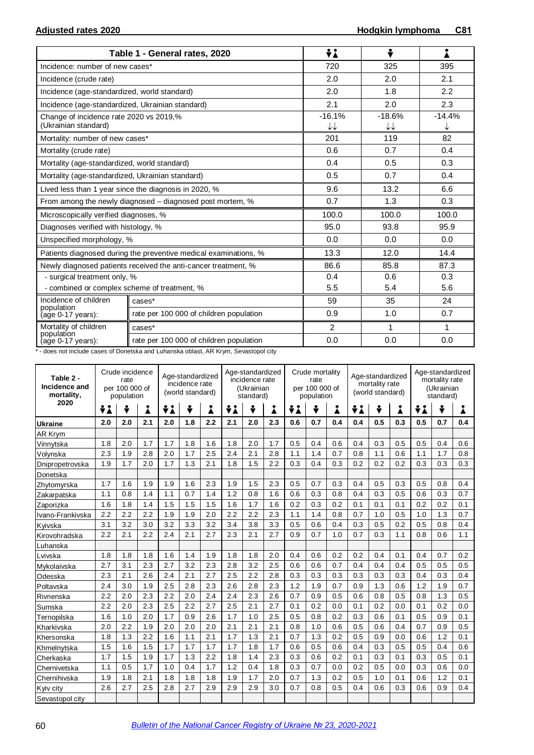## Adjusted rates 2020 — Hodgkin lymphoma C81

| Table 1 - General rates, 2020 | | Both sexes | Male | Female |
|---|---|---|---|---|
| Incidence: number of new cases* | | 720 | 325 | 395 |
| Incidence (crude rate) | | 2.0 | 2.0 | 2.1 |
| Incidence (age-standardized, world standard) | | 2.0 | 1.8 | 2.2 |
| Incidence (age-standardized, Ukrainian standard) | | 2.1 | 2.0 | 2.3 |
| Change of incidence rate 2020 vs 2019,% (Ukrainian standard) | | -16.1% ↓↓ | -18.6% ↓↓ | -14.4% ↓ |
| Mortality: number of new cases* | | 201 | 119 | 82 |
| Mortality (crude rate) | | 0.6 | 0.7 | 0.4 |
| Mortality (age-standardized, world standard) | | 0.4 | 0.5 | 0.3 |
| Mortality (age-standardized, Ukrainian standard) | | 0.5 | 0.7 | 0.4 |
| Lived less than 1 year since the diagnosis in 2020, % | | 9.6 | 13.2 | 6.6 |
| From among the newly diagnosed – diagnosed post mortem, % | | 0.7 | 1.3 | 0.3 |
| Microscopically verified diagnoses, % | | 100.0 | 100.0 | 100.0 |
| Diagnoses verified with histology, % | | 95.0 | 93.8 | 95.9 |
| Unspecified morphology, % | | 0.0 | 0.0 | 0.0 |
| Patients diagnosed during the preventive medical examinations, % | | 13.3 | 12.0 | 14.4 |
| Newly diagnosed patients received the anti-cancer treatment, % | | 86.6 | 85.8 | 87.3 |
| - surgical treatment only, % | | 0.4 | 0.6 | 0.3 |
| - combined or complex scheme of treatment, % | | 5.5 | 5.4 | 5.6 |
| Incidence of children population (age 0-17 years): | cases* | 59 | 35 | 24 |
| | rate per 100 000 of children population | 0.9 | 1.0 | 0.7 |
| Mortality of children population (age 0-17 years): | cases* | 2 | 1 | 1 |
| | rate per 100 000 of children population | 0.0 | 0.0 | 0.0 |

\* - does not include cases of Donetska and Luhanska oblast, AR Krym, Sevastopol city

| Table 2 - Incidence and mortality, 2020 | Crude incidence rate per 100 000 of population | | | Age-standardized incidence rate (world standard) | | | Age-standardized incidence rate (Ukrainian standard) | | | Crude mortality rate per 100 000 of population | | | Age-standardized mortality rate (world standard) | | | Age-standardized mortality rate (Ukrainian standard) | | |
|---|---|---|---|---|---|---|---|---|---|---|---|---|---|---|---|---|---|---|
| | Both | Male | Female | Both | Male | Female | Both | Male | Female | Both | Male | Female | Both | Male | Female | Both | Male | Female |
| **Ukraine** | **2.0** | **2.0** | **2.1** | **2.0** | **1.8** | **2.2** | **2.1** | **2.0** | **2.3** | **0.6** | **0.7** | **0.4** | **0.4** | **0.5** | **0.3** | **0.5** | **0.7** | **0.4** |
| AR Krym | | | | | | | | | | | | | | | | | | |
| Vinnytska | 1.8 | 2.0 | 1.7 | 1.7 | 1.8 | 1.6 | 1.8 | 2.0 | 1.7 | 0.5 | 0.4 | 0.6 | 0.4 | 0.3 | 0.5 | 0.5 | 0.4 | 0.6 |
| Volynska | 2.3 | 1.9 | 2.8 | 2.0 | 1.7 | 2.5 | 2.4 | 2.1 | 2.8 | 1.1 | 1.4 | 0.7 | 0.8 | 1.1 | 0.6 | 1.1 | 1.7 | 0.8 |
| Dnipropetrovska | 1.9 | 1.7 | 2.0 | 1.7 | 1.3 | 2.1 | 1.8 | 1.5 | 2.2 | 0.3 | 0.4 | 0.3 | 0.2 | 0.2 | 0.2 | 0.3 | 0.3 | 0.3 |
| Donetska | | | | | | | | | | | | | | | | | | |
| Zhytomyrska | 1.7 | 1.6 | 1.9 | 1.9 | 1.6 | 2.3 | 1.9 | 1.5 | 2.3 | 0.5 | 0.7 | 0.3 | 0.4 | 0.5 | 0.3 | 0.5 | 0.8 | 0.4 |
| Zakarpatska | 1.1 | 0.8 | 1.4 | 1.1 | 0.7 | 1.4 | 1.2 | 0.8 | 1.6 | 0.6 | 0.3 | 0.8 | 0.4 | 0.3 | 0.5 | 0.6 | 0.3 | 0.7 |
| Zaporizka | 1.6 | 1.8 | 1.4 | 1.5 | 1.5 | 1.5 | 1.6 | 1.7 | 1.6 | 0.2 | 0.3 | 0.2 | 0.1 | 0.1 | 0.1 | 0.2 | 0.2 | 0.1 |
| Ivano-Frankivska | 2.2 | 2.2 | 2.2 | 1.9 | 1.9 | 2.0 | 2.2 | 2.2 | 2.3 | 1.1 | 1.4 | 0.8 | 0.7 | 1.0 | 0.5 | 1.0 | 1.3 | 0.7 |
| Kyivska | 3.1 | 3.2 | 3.0 | 3.2 | 3.3 | 3.2 | 3.4 | 3.8 | 3.3 | 0.5 | 0.6 | 0.4 | 0.3 | 0.5 | 0.2 | 0.5 | 0.8 | 0.4 |
| Kirovohradska | 2.2 | 2.1 | 2.2 | 2.4 | 2.1 | 2.7 | 2.3 | 2.1 | 2.7 | 0.9 | 0.7 | 1.0 | 0.7 | 0.3 | 1.1 | 0.8 | 0.6 | 1.1 |
| Luhanska | | | | | | | | | | | | | | | | | | |
| Lvivska | 1.8 | 1.8 | 1.8 | 1.6 | 1.4 | 1.9 | 1.8 | 1.8 | 2.0 | 0.4 | 0.6 | 0.2 | 0.2 | 0.4 | 0.1 | 0.4 | 0.7 | 0.2 |
| Mykolaivska | 2.7 | 3.1 | 2.3 | 2.7 | 3.2 | 2.3 | 2.8 | 3.2 | 2.5 | 0.6 | 0.6 | 0.7 | 0.4 | 0.4 | 0.4 | 0.5 | 0.5 | 0.5 |
| Odesska | 2.3 | 2.1 | 2.6 | 2.4 | 2.1 | 2.7 | 2.5 | 2.2 | 2.8 | 0.3 | 0.3 | 0.3 | 0.3 | 0.3 | 0.3 | 0.4 | 0.3 | 0.4 |
| Poltavska | 2.4 | 3.0 | 1.9 | 2.5 | 2.8 | 2.3 | 2.6 | 2.8 | 2.3 | 1.2 | 1.9 | 0.7 | 0.9 | 1.3 | 0.6 | 1.2 | 1.9 | 0.7 |
| Rivnenska | 2.2 | 2.0 | 2.3 | 2.2 | 2.0 | 2.4 | 2.4 | 2.3 | 2.6 | 0.7 | 0.9 | 0.5 | 0.6 | 0.8 | 0.5 | 0.8 | 1.3 | 0.5 |
| Sumska | 2.2 | 2.0 | 2.3 | 2.5 | 2.2 | 2.7 | 2.5 | 2.1 | 2.7 | 0.1 | 0.2 | 0.0 | 0.1 | 0.2 | 0.0 | 0.1 | 0.2 | 0.0 |
| Ternopilska | 1.6 | 1.0 | 2.0 | 1.7 | 0.9 | 2.6 | 1.7 | 1.0 | 2.5 | 0.5 | 0.8 | 0.2 | 0.3 | 0.6 | 0.1 | 0.5 | 0.9 | 0.1 |
| Kharkivska | 2.0 | 2.2 | 1.9 | 2.0 | 2.0 | 2.0 | 2.1 | 2.1 | 2.1 | 0.8 | 1.0 | 0.6 | 0.5 | 0.6 | 0.4 | 0.7 | 0.9 | 0.5 |
| Khersonska | 1.8 | 1.3 | 2.2 | 1.6 | 1.1 | 2.1 | 1.7 | 1.3 | 2.1 | 0.7 | 1.3 | 0.2 | 0.5 | 0.9 | 0.0 | 0.6 | 1.2 | 0.1 |
| Khmelnytska | 1.5 | 1.6 | 1.5 | 1.7 | 1.7 | 1.7 | 1.7 | 1.8 | 1.7 | 0.6 | 0.5 | 0.6 | 0.4 | 0.3 | 0.5 | 0.5 | 0.4 | 0.6 |
| Cherkaska | 1.7 | 1.5 | 1.9 | 1.7 | 1.3 | 2.2 | 1.8 | 1.4 | 2.3 | 0.3 | 0.6 | 0.2 | 0.1 | 0.3 | 0.1 | 0.3 | 0.5 | 0.1 |
| Chernivetska | 1.1 | 0.5 | 1.7 | 1.0 | 0.4 | 1.7 | 1.2 | 0.4 | 1.8 | 0.3 | 0.7 | 0.0 | 0.2 | 0.5 | 0.0 | 0.3 | 0.6 | 0.0 |
| Chernihivska | 1.9 | 1.8 | 2.1 | 1.8 | 1.8 | 1.8 | 1.9 | 1.7 | 2.0 | 0.7 | 1.3 | 0.2 | 0.5 | 1.0 | 0.1 | 0.6 | 1.2 | 0.1 |
| Kyiv city | 2.6 | 2.7 | 2.5 | 2.8 | 2.7 | 2.9 | 2.9 | 2.9 | 3.0 | 0.7 | 0.8 | 0.5 | 0.4 | 0.6 | 0.3 | 0.6 | 0.9 | 0.4 |
| Sevastopol city | | | | | | | | | | | | | | | | | | |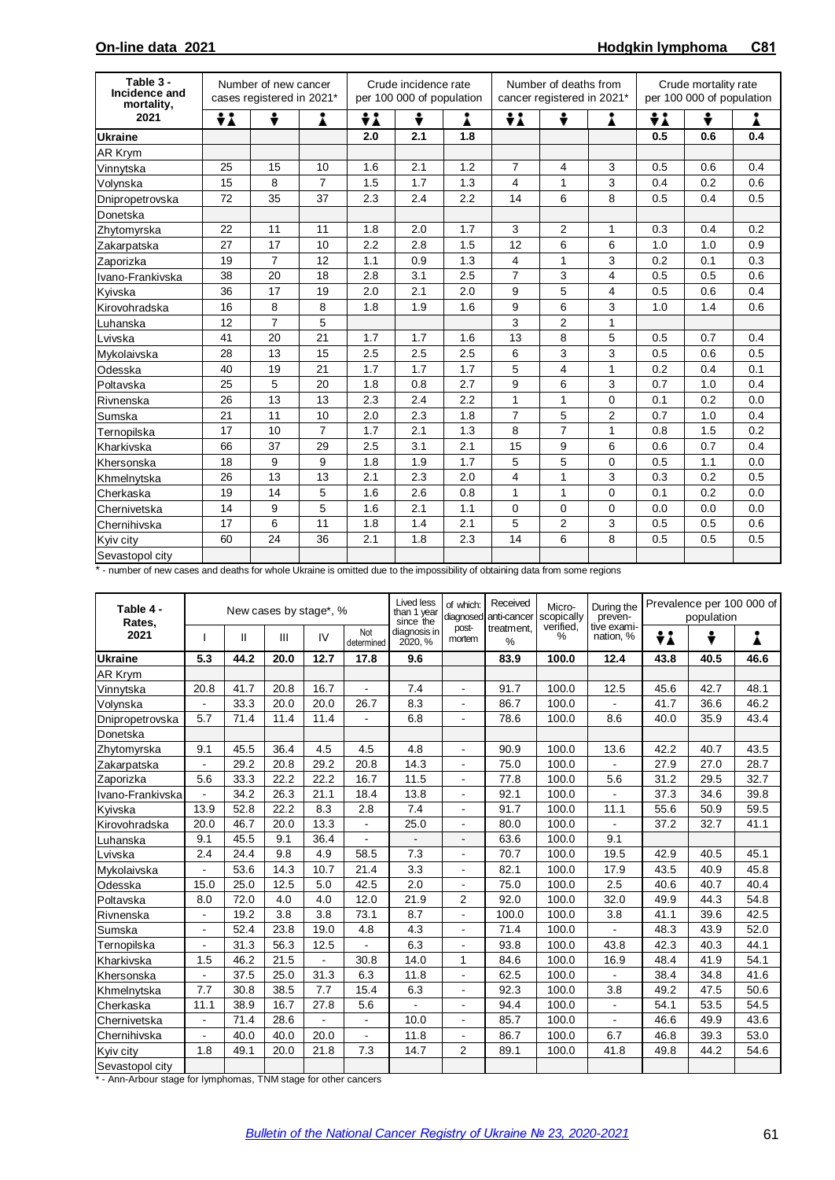**On-line data 2021** **Hodgkin lymphoma C81**

| Table 3 - Incidence and mortality, 2021 | Number of new cancer cases registered in 2021* | | | Crude incidence rate per 100 000 of population | | | Number of deaths from cancer registered in 2021* | | | Crude mortality rate per 100 000 of population | | |
|---|---|---|---|---|---|---|---|---|---|---|---|---|
| | Both | Male | Female | Both | Male | Female | Both | Male | Female | Both | Male | Female |
| **Ukraine** | | | | **2.0** | **2.1** | **1.8** | | | | **0.5** | **0.6** | **0.4** |
| AR Krym | | | | | | | | | | | | |
| Vinnytska | 25 | 15 | 10 | 1.6 | 2.1 | 1.2 | 7 | 4 | 3 | 0.5 | 0.6 | 0.4 |
| Volynska | 15 | 8 | 7 | 1.5 | 1.7 | 1.3 | 4 | 1 | 3 | 0.4 | 0.2 | 0.6 |
| Dnipropetrovska | 72 | 35 | 37 | 2.3 | 2.4 | 2.2 | 14 | 6 | 8 | 0.5 | 0.4 | 0.5 |
| Donetska | | | | | | | | | | | | |
| Zhytomyrska | 22 | 11 | 11 | 1.8 | 2.0 | 1.7 | 3 | 2 | 1 | 0.3 | 0.4 | 0.2 |
| Zakarpatska | 27 | 17 | 10 | 2.2 | 2.8 | 1.5 | 12 | 6 | 6 | 1.0 | 1.0 | 0.9 |
| Zaporizka | 19 | 7 | 12 | 1.1 | 0.9 | 1.3 | 4 | 1 | 3 | 0.2 | 0.1 | 0.3 |
| Ivano-Frankivska | 38 | 20 | 18 | 2.8 | 3.1 | 2.5 | 7 | 3 | 4 | 0.5 | 0.5 | 0.6 |
| Kyivska | 36 | 17 | 19 | 2.0 | 2.1 | 2.0 | 9 | 5 | 4 | 0.5 | 0.6 | 0.4 |
| Kirovohradska | 16 | 8 | 8 | 1.8 | 1.9 | 1.6 | 9 | 6 | 3 | 1.0 | 1.4 | 0.6 |
| Luhanska | 12 | 7 | 5 | | | | 3 | 2 | 1 | | | |
| Lvivska | 41 | 20 | 21 | 1.7 | 1.7 | 1.6 | 13 | 8 | 5 | 0.5 | 0.7 | 0.4 |
| Mykolaivska | 28 | 13 | 15 | 2.5 | 2.5 | 2.5 | 6 | 3 | 3 | 0.5 | 0.6 | 0.5 |
| Odesska | 40 | 19 | 21 | 1.7 | 1.7 | 1.7 | 5 | 4 | 1 | 0.2 | 0.4 | 0.1 |
| Poltavska | 25 | 5 | 20 | 1.8 | 0.8 | 2.7 | 9 | 6 | 3 | 0.7 | 1.0 | 0.4 |
| Rivnenska | 26 | 13 | 13 | 2.3 | 2.4 | 2.2 | 1 | 1 | 0 | 0.1 | 0.2 | 0.0 |
| Sumska | 21 | 11 | 10 | 2.0 | 2.3 | 1.8 | 7 | 5 | 2 | 0.7 | 1.0 | 0.4 |
| Ternopilska | 17 | 10 | 7 | 1.7 | 2.1 | 1.3 | 8 | 7 | 1 | 0.8 | 1.5 | 0.2 |
| Kharkivska | 66 | 37 | 29 | 2.5 | 3.1 | 2.1 | 15 | 9 | 6 | 0.6 | 0.7 | 0.4 |
| Khersonska | 18 | 9 | 9 | 1.8 | 1.9 | 1.7 | 5 | 5 | 0 | 0.5 | 1.1 | 0.0 |
| Khmelnytska | 26 | 13 | 13 | 2.1 | 2.3 | 2.0 | 4 | 1 | 3 | 0.3 | 0.2 | 0.5 |
| Cherkaska | 19 | 14 | 5 | 1.6 | 2.6 | 0.8 | 1 | 1 | 0 | 0.1 | 0.2 | 0.0 |
| Chernivetska | 14 | 9 | 5 | 1.6 | 2.1 | 1.1 | 0 | 0 | 0 | 0.0 | 0.0 | 0.0 |
| Chernihivska | 17 | 6 | 11 | 1.8 | 1.4 | 2.1 | 5 | 2 | 3 | 0.5 | 0.5 | 0.6 |
| Kyiv city | 60 | 24 | 36 | 2.1 | 1.8 | 2.3 | 14 | 6 | 8 | 0.5 | 0.5 | 0.5 |
| Sevastopol city | | | | | | | | | | | | |

\* - number of new cases and deaths for whole Ukraine is omitted due to the impossibility of obtaining data from some regions

| Table 4 - Rates, 2021 | New cases by stage*, % | | | | | Lived less than 1 year since the diagnosis in 2020, % | of which: diagnosed post-mortem | Received anti-cancer treatment, % | Micro-scopically verified, % | During the preven-tive exami-nation, % | Prevalence per 100 000 of population | | |
|---|---|---|---|---|---|---|---|---|---|---|---|---|---|
| | I | II | III | IV | Not determined | | | | | | Both | Male | Female |
| **Ukraine** | **5.3** | **44.2** | **20.0** | **12.7** | **17.8** | **9.6** | | **83.9** | **100.0** | **12.4** | **43.8** | **40.5** | **46.6** |
| AR Krym | | | | | | | | | | | | | |
| Vinnytska | 20.8 | 41.7 | 20.8 | 16.7 | - | 7.4 | - | 91.7 | 100.0 | 12.5 | 45.6 | 42.7 | 48.1 |
| Volynska | - | 33.3 | 20.0 | 20.0 | 26.7 | 8.3 | - | 86.7 | 100.0 | - | 41.7 | 36.6 | 46.2 |
| Dnipropetrovska | 5.7 | 71.4 | 11.4 | 11.4 | - | 6.8 | - | 78.6 | 100.0 | 8.6 | 40.0 | 35.9 | 43.4 |
| Donetska | | | | | | | | | | | | | |
| Zhytomyrska | 9.1 | 45.5 | 36.4 | 4.5 | 4.5 | 4.8 | - | 90.9 | 100.0 | 13.6 | 42.2 | 40.7 | 43.5 |
| Zakarpatska | - | 29.2 | 20.8 | 29.2 | 20.8 | 14.3 | - | 75.0 | 100.0 | - | 27.9 | 27.0 | 28.7 |
| Zaporizka | 5.6 | 33.3 | 22.2 | 22.2 | 16.7 | 11.5 | - | 77.8 | 100.0 | 5.6 | 31.2 | 29.5 | 32.7 |
| Ivano-Frankivska | - | 34.2 | 26.3 | 21.1 | 18.4 | 13.8 | - | 92.1 | 100.0 | - | 37.3 | 34.6 | 39.8 |
| Kyivska | 13.9 | 52.8 | 22.2 | 8.3 | 2.8 | 7.4 | - | 91.7 | 100.0 | 11.1 | 55.6 | 50.9 | 59.5 |
| Kirovohradska | 20.0 | 46.7 | 20.0 | 13.3 | - | 25.0 | - | 80.0 | 100.0 | - | 37.2 | 32.7 | 41.1 |
| Luhanska | 9.1 | 45.5 | 9.1 | 36.4 | - | - | - | 63.6 | 100.0 | 9.1 | | | |
| Lvivska | 2.4 | 24.4 | 9.8 | 4.9 | 58.5 | 7.3 | - | 70.7 | 100.0 | 19.5 | 42.9 | 40.5 | 45.1 |
| Mykolaivska | - | 53.6 | 14.3 | 10.7 | 21.4 | 3.3 | - | 82.1 | 100.0 | 17.9 | 43.5 | 40.9 | 45.8 |
| Odesska | 15.0 | 25.0 | 12.5 | 5.0 | 42.5 | 2.0 | - | 75.0 | 100.0 | 2.5 | 40.6 | 40.7 | 40.4 |
| Poltavska | 8.0 | 72.0 | 4.0 | 4.0 | 12.0 | 21.9 | 2 | 92.0 | 100.0 | 32.0 | 49.9 | 44.3 | 54.8 |
| Rivnenska | - | 19.2 | 3.8 | 3.8 | 73.1 | 8.7 | - | 100.0 | 100.0 | 3.8 | 41.1 | 39.6 | 42.5 |
| Sumska | - | 52.4 | 23.8 | 19.0 | 4.8 | 4.3 | - | 71.4 | 100.0 | - | 48.3 | 43.9 | 52.0 |
| Ternopilska | - | 31.3 | 56.3 | 12.5 | - | 6.3 | - | 93.8 | 100.0 | 43.8 | 42.3 | 40.3 | 44.1 |
| Kharkivska | 1.5 | 46.2 | 21.5 | - | 30.8 | 14.0 | 1 | 84.6 | 100.0 | 16.9 | 48.4 | 41.9 | 54.1 |
| Khersonska | - | 37.5 | 25.0 | 31.3 | 6.3 | 11.8 | - | 62.5 | 100.0 | - | 38.4 | 34.8 | 41.6 |
| Khmelnytska | 7.7 | 30.8 | 38.5 | 7.7 | 15.4 | 6.3 | - | 92.3 | 100.0 | 3.8 | 49.2 | 47.5 | 50.6 |
| Cherkaska | 11.1 | 38.9 | 16.7 | 27.8 | 5.6 | - | - | 94.4 | 100.0 | - | 54.1 | 53.5 | 54.5 |
| Chernivetska | - | 71.4 | 28.6 | - | - | 10.0 | - | 85.7 | 100.0 | - | 46.6 | 49.9 | 43.6 |
| Chernihivska | - | 40.0 | 40.0 | 20.0 | - | 11.8 | - | 86.7 | 100.0 | 6.7 | 46.8 | 39.3 | 53.0 |
| Kyiv city | 1.8 | 49.1 | 20.0 | 21.8 | 7.3 | 14.7 | 2 | 89.1 | 100.0 | 41.8 | 49.8 | 44.2 | 54.6 |
| Sevastopol city | | | | | | | | | | | | | |

\* - Ann-Arbour stage for lymphomas, TNM stage for other cancers

*Bulletin of the National Cancer Registry of Ukraine № 23, 2020-2021*